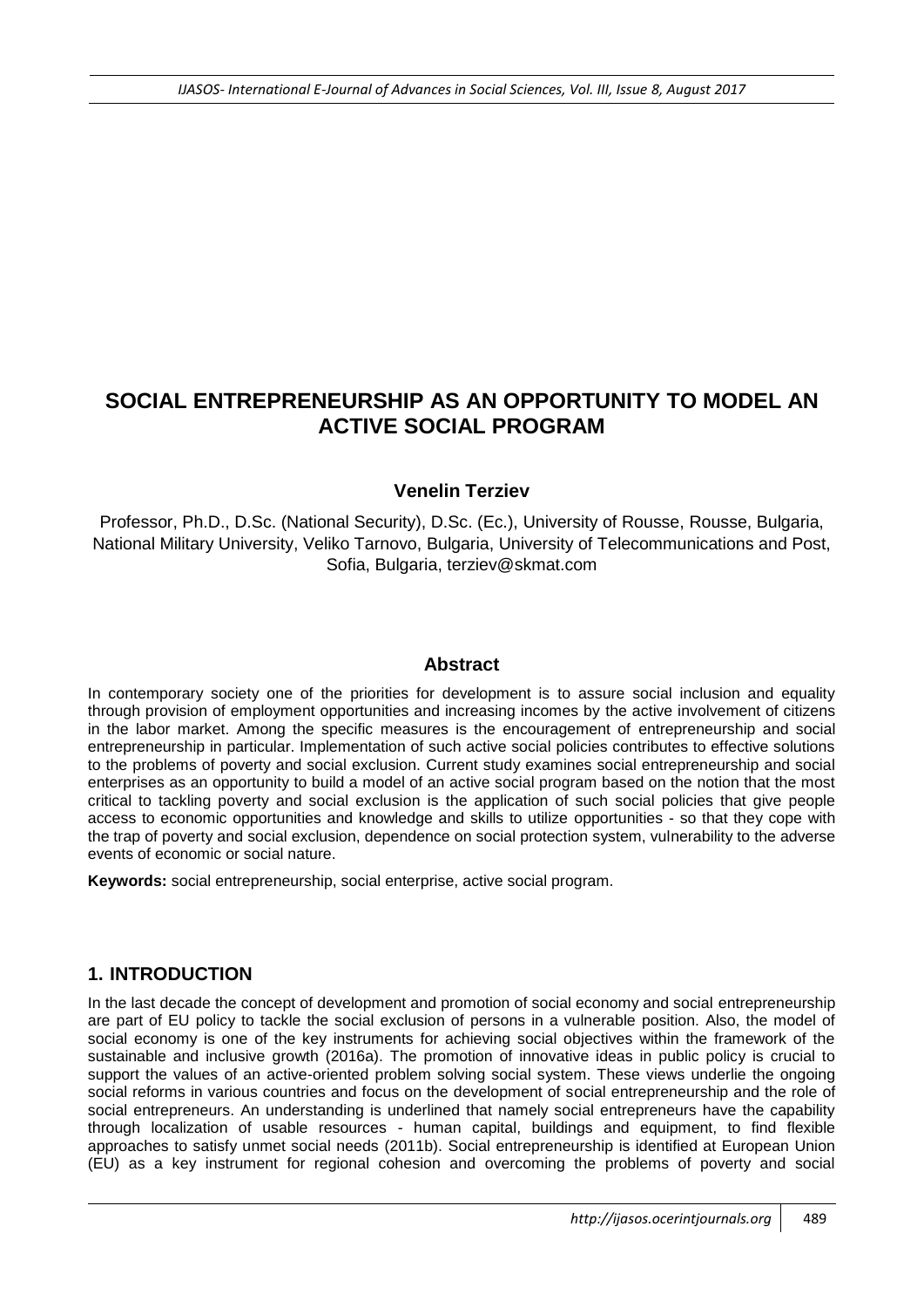# SOCIAL ENTREPRENEURSHIP AS AN OPPORTUNITY TO MODEL AN ACTIVE SOCIAL PROGRAM

**Venelin Terziev**

Professor, Ph.D., D.Sc. (National Security), D.Sc. (Ec.), University of Rousse, Rousse, Bulgaria, National Military University, Veliko Tarnovo, Bulgaria, University of Telecommunications and Post, Sofia, Bulgaria, terziev@skmat.com

## Abstract

In contemporary society one of the priorities for development is to assure social inclusion and equality through provision of employment opportunities and increasing incomes by the active involvement of citizens in the labor market. Among the specific measures is the encouragement of entrepreneurship and social entrepreneurship in particular. Implementation of such active social policies contributes to effective solutions to the problems of poverty and social exclusion. Current study examines social entrepreneurship and social enterprises as an opportunity to build a model of an active social program based on the notion that the most critical to tackling poverty and social exclusion is the application of such social policies that give people access to economic opportunities and knowledge and skills to utilize opportunities - so that they cope with the trap of poverty and social exclusion, dependence on social protection system, vulnerability to the adverse events of economic or social nature.

**Keywords:** social entrepreneurship, social enterprise, active social program.

## 1. INTRODUCTION

In the last decade the concept of development and promotion of social economy and social entrepreneurship are part of EU policy to tackle the social exclusion of persons in a vulnerable position. Also, the model of social economy is one of the key instruments for achieving social objectives within the framework of the sustainable and inclusive growth (2016a). The promotion of innovative ideas in public policy is crucial to support the values of an active-oriented problem solving social system. These views underlie the ongoing social reforms in various countries and focus on the development of social entrepreneurship and the role of social entrepreneurs. An understanding is underlined that namely social entrepreneurs have the capability through localization of usable resources - human capital, buildings and equipment, to find flexible approaches to satisfy unmet social needs (2011b). Social entrepreneurship is identified at European Union (EU) as a key instrument for regional cohesion and overcoming the problems of poverty and social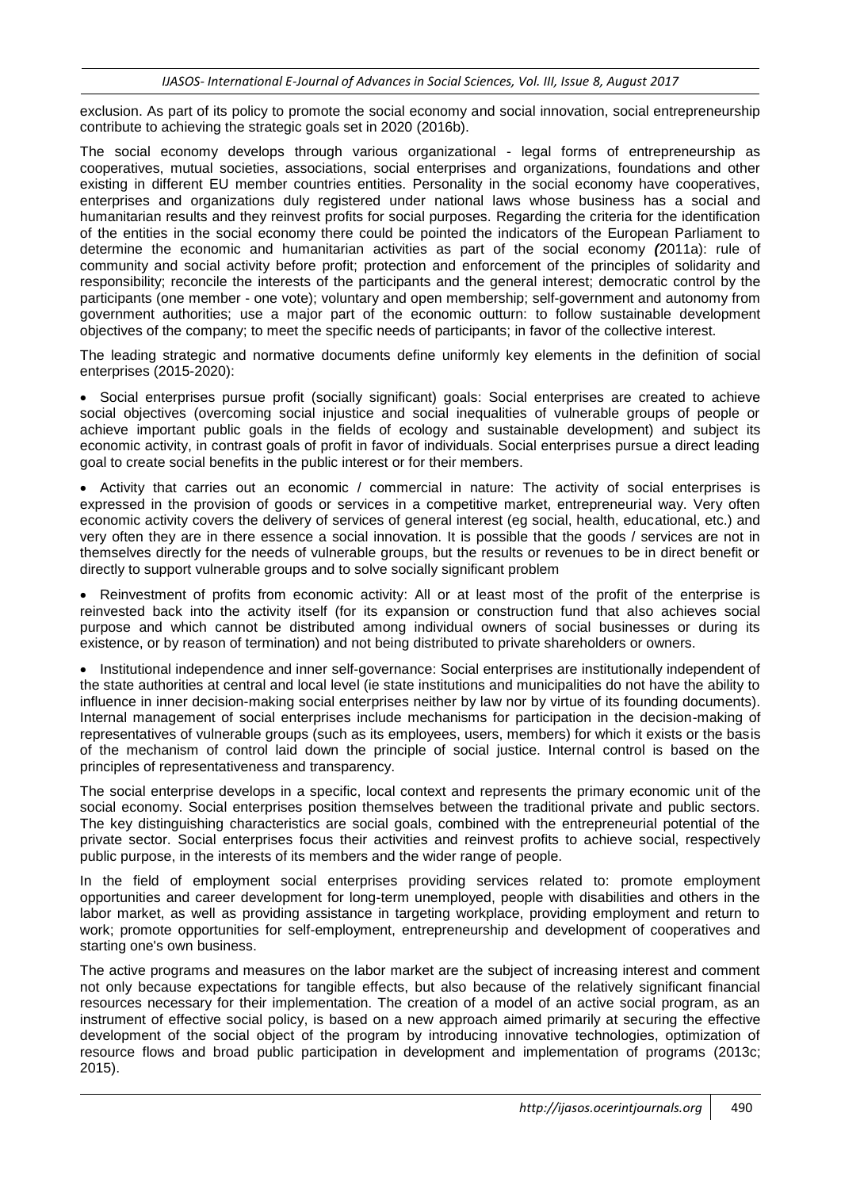exclusion. As part of its policy to promote the social economy and social innovation, social entrepreneurship contribute to achieving the strategic goals set in 2020 (2016b).

The social economy develops through various organizational - legal forms of entrepreneurship as cooperatives, mutual societies, associations, social enterprises and organizations, foundations and other existing in different EU member countries entities. Personality in the social economy have cooperatives, enterprises and organizations duly registered under national laws whose business has a social and humanitarian results and they reinvest profits for social purposes. Regarding the criteria for the identification of the entities in the social economy there could be pointed the indicators of the European Parliament to determine the economic and humanitarian activities as part of the social economy *(*2011a): rule of community and social activity before profit; protection and enforcement of the principles of solidarity and responsibility; reconcile the interests of the participants and the general interest; democratic control by the participants (one member - one vote); voluntary and open membership; self-government and autonomy from government authorities; use a major part of the economic outturn: to follow sustainable development objectives of the company; to meet the specific needs of participants; in favor of the collective interest.

The leading strategic and normative documents define uniformly key elements in the definition of social enterprises (2015-2020):

- Social enterprises pursue profit (socially significant) goals: Social enterprises are created to achieve social objectives (overcoming social injustice and social inequalities of vulnerable groups of people or achieve important public goals in the fields of ecology and sustainable development) and subject its economic activity, in contrast goals of profit in favor of individuals. Social enterprises pursue a direct leading goal to create social benefits in the public interest or for their members.

- Activity that carries out an economic / commercial in nature: The activity of social enterprises is expressed in the provision of goods or services in a competitive market, entrepreneurial way. Very often economic activity covers the delivery of services of general interest (eg social, health, educational, etc.) and very often they are in there essence a social innovation. It is possible that the goods / services are not in themselves directly for the needs of vulnerable groups, but the results or revenues to be in direct benefit or directly to support vulnerable groups and to solve socially significant problem

- Reinvestment of profits from economic activity: All or at least most of the profit of the enterprise is reinvested back into the activity itself (for its expansion or construction fund that also achieves social purpose and which cannot be distributed among individual owners of social businesses or during its existence, or by reason of termination) and not being distributed to private shareholders or owners.

- Institutional independence and inner self-governance: Social enterprises are institutionally independent of the state authorities at central and local level (ie state institutions and municipalities do not have the ability to influence in inner decision-making social enterprises neither by law nor by virtue of its founding documents). Internal management of social enterprises include mechanisms for participation in the decision-making of representatives of vulnerable groups (such as its employees, users, members) for which it exists or the basis of the mechanism of control laid down the principle of social justice. Internal control is based on the principles of representativeness and transparency.

The social enterprise develops in a specific, local context and represents the primary economic unit of the social economy. Social enterprises position themselves between the traditional private and public sectors. The key distinguishing characteristics are social goals, combined with the entrepreneurial potential of the private sector. Social enterprises focus their activities and reinvest profits to achieve social, respectively public purpose, in the interests of its members and the wider range of people.

In the field of employment social enterprises providing services related to: promote employment opportunities and career development for long-term unemployed, people with disabilities and others in the labor market, as well as providing assistance in targeting workplace, providing employment and return to work; promote opportunities for self-employment, entrepreneurship and development of cooperatives and starting one's own business.

The active programs and measures on the labor market are the subject of increasing interest and comment not only because expectations for tangible effects, but also because of the relatively significant financial resources necessary for their implementation. The creation of a model of an active social program, as an instrument of effective social policy, is based on a new approach aimed primarily at securing the effective development of the social object of the program by introducing innovative technologies, optimization of resource flows and broad public participation in development and implementation of programs (2013c; 2015).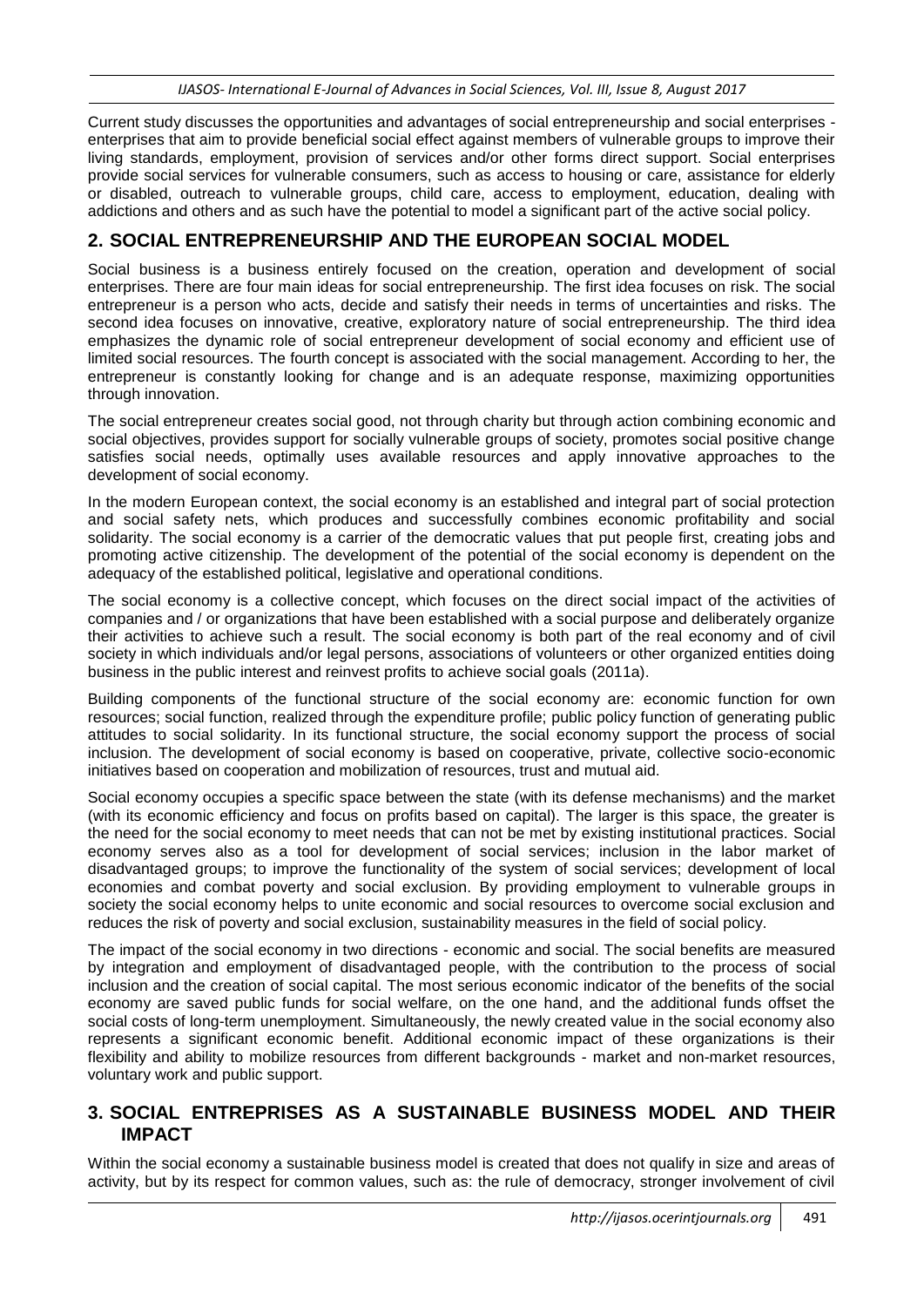Current study discusses the opportunities and advantages of social entrepreneurship and social enterprises - enterprises that aim to provide beneficial social effect against members of vulnerable groups to improve their living standards, employment, provision of services and/or other forms direct support. Social enterprises provide social services for vulnerable consumers, such as access to housing or care, assistance for elderly or disabled, outreach to vulnerable groups, child care, access to employment, education, dealing with addictions and others and as such have the potential to model a significant part of the active social policy.

## 2. SOCIAL ENTREPRENEURSHIP AND THE EUROPEAN SOCIAL MODEL

Social business is a business entirely focused on the creation, operation and development of social enterprises. There are four main ideas for social entrepreneurship. The first idea focuses on risk. The social entrepreneur is a person who acts, decide and satisfy their needs in terms of uncertainties and risks. The second idea focuses on innovative, creative, exploratory nature of social entrepreneurship. The third idea emphasizes the dynamic role of social entrepreneur development of social economy and efficient use of limited social resources. The fourth concept is associated with the social management. According to her, the entrepreneur is constantly looking for change and is an adequate response, maximizing opportunities through innovation.

The social entrepreneur creates social good, not through charity but through action combining economic and social objectives, provides support for socially vulnerable groups of society, promotes social positive change satisfies social needs, optimally uses available resources and apply innovative approaches to the development of social economy.

In the modern European context, the social economy is an established and integral part of social protection and social safety nets, which produces and successfully combines economic profitability and social solidarity. The social economy is a carrier of the democratic values that put people first, creating jobs and promoting active citizenship. The development of the potential of the social economy is dependent on the adequacy of the established political, legislative and operational conditions.

The social economy is a collective concept, which focuses on the direct social impact of the activities of companies and / or organizations that have been established with a social purpose and deliberately organize their activities to achieve such a result. The social economy is both part of the real economy and of civil society in which individuals and/or legal persons, associations of volunteers or other organized entities doing business in the public interest and reinvest profits to achieve social goals (2011a).

Building components of the functional structure of the social economy are: economic function for own resources; social function, realized through the expenditure profile; public policy function of generating public attitudes to social solidarity. In its functional structure, the social economy support the process of social inclusion. The development of social economy is based on cooperative, private, collective socio-economic initiatives based on cooperation and mobilization of resources, trust and mutual aid.

Social economy occupies a specific space between the state (with its defense mechanisms) and the market (with its economic efficiency and focus on profits based on capital). The larger is this space, the greater is the need for the social economy to meet needs that can not be met by existing institutional practices. Social economy serves also as a tool for development of social services; inclusion in the labor market of disadvantaged groups; to improve the functionality of the system of social services; development of local economies and combat poverty and social exclusion. By providing employment to vulnerable groups in society the social economy helps to unite economic and social resources to overcome social exclusion and reduces the risk of poverty and social exclusion, sustainability measures in the field of social policy.

The impact of the social economy in two directions - economic and social. The social benefits are measured by integration and employment of disadvantaged people, with the contribution to the process of social inclusion and the creation of social capital. The most serious economic indicator of the benefits of the social economy are saved public funds for social welfare, on the one hand, and the additional funds offset the social costs of long-term unemployment. Simultaneously, the newly created value in the social economy also represents a significant economic benefit. Additional economic impact of these organizations is their flexibility and ability to mobilize resources from different backgrounds - market and non-market resources, voluntary work and public support.

## 3. SOCIAL ENTREPRISES AS A SUSTAINABLE BUSINESS MODEL AND THEIR IMPACT

Within the social economy a sustainable business model is created that does not qualify in size and areas of activity, but by its respect for common values, such as: the rule of democracy, stronger involvement of civil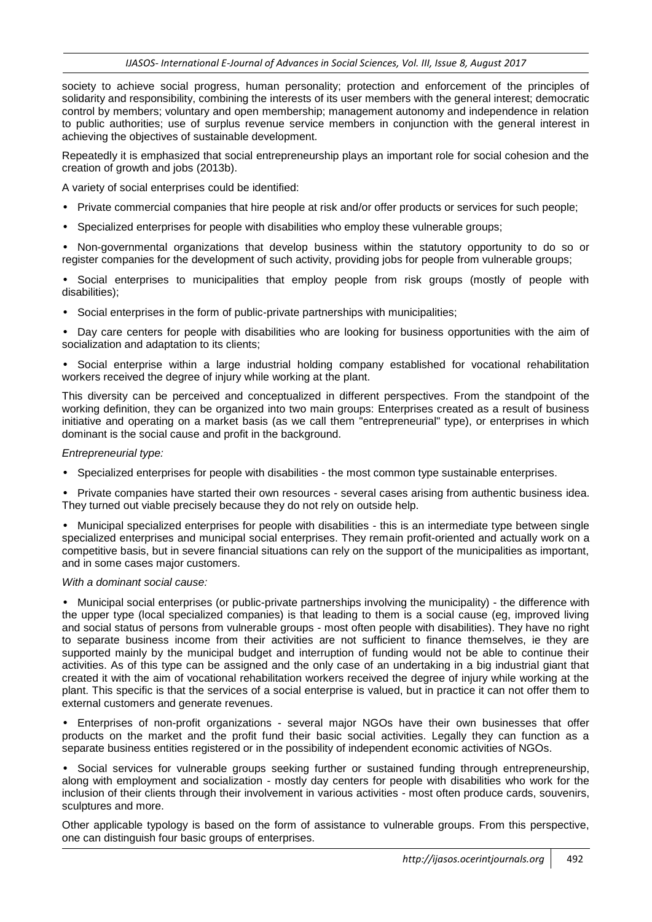society to achieve social progress, human personality; protection and enforcement of the principles of solidarity and responsibility, combining the interests of its user members with the general interest; democratic control by members; voluntary and open membership; management autonomy and independence in relation to public authorities; use of surplus revenue service members in conjunction with the general interest in achieving the objectives of sustainable development.

Repeatedly it is emphasized that social entrepreneurship plays an important role for social cohesion and the creation of growth and jobs (2013b).

A variety of social enterprises could be identified:

- Private commercial companies that hire people at risk and/or offer products or services for such people;
- Specialized enterprises for people with disabilities who employ these vulnerable groups;
- Non-governmental organizations that develop business within the statutory opportunity to do so or register companies for the development of such activity, providing jobs for people from vulnerable groups;
- Social enterprises to municipalities that employ people from risk groups (mostly of people with disabilities);
- Social enterprises in the form of public-private partnerships with municipalities;
- Day care centers for people with disabilities who are looking for business opportunities with the aim of socialization and adaptation to its clients;
- Social enterprise within a large industrial holding company established for vocational rehabilitation workers received the degree of injury while working at the plant.

This diversity can be perceived and conceptualized in different perspectives. From the standpoint of the working definition, they can be organized into two main groups: Enterprises created as a result of business initiative and operating on a market basis (as we call them "entrepreneurial" type), or enterprises in which dominant is the social cause and profit in the background.

*Entrepreneurial type:*

- Specialized enterprises for people with disabilities - the most common type sustainable enterprises.
- Private companies have started their own resources - several cases arising from authentic business idea. They turned out viable precisely because they do not rely on outside help.
- Municipal specialized enterprises for people with disabilities - this is an intermediate type between single specialized enterprises and municipal social enterprises. They remain profit-oriented and actually work on a competitive basis, but in severe financial situations can rely on the support of the municipalities as important, and in some cases major customers.

*With a dominant social cause:*

- Municipal social enterprises (or public-private partnerships involving the municipality) - the difference with the upper type (local specialized companies) is that leading to them is a social cause (eg, improved living and social status of persons from vulnerable groups - most often people with disabilities). They have no right to separate business income from their activities are not sufficient to finance themselves, ie they are supported mainly by the municipal budget and interruption of funding would not be able to continue their activities. As of this type can be assigned and the only case of an undertaking in a big industrial giant that created it with the aim of vocational rehabilitation workers received the degree of injury while working at the plant. This specific is that the services of a social enterprise is valued, but in practice it can not offer them to external customers and generate revenues.
- Enterprises of non-profit organizations - several major NGOs have their own businesses that offer products on the market and the profit fund their basic social activities. Legally they can function as a separate business entities registered or in the possibility of independent economic activities of NGOs.
- Social services for vulnerable groups seeking further or sustained funding through entrepreneurship, along with employment and socialization - mostly day centers for people with disabilities who work for the inclusion of their clients through their involvement in various activities - most often produce cards, souvenirs, sculptures and more.

Other applicable typology is based on the form of assistance to vulnerable groups. From this perspective, one can distinguish four basic groups of enterprises.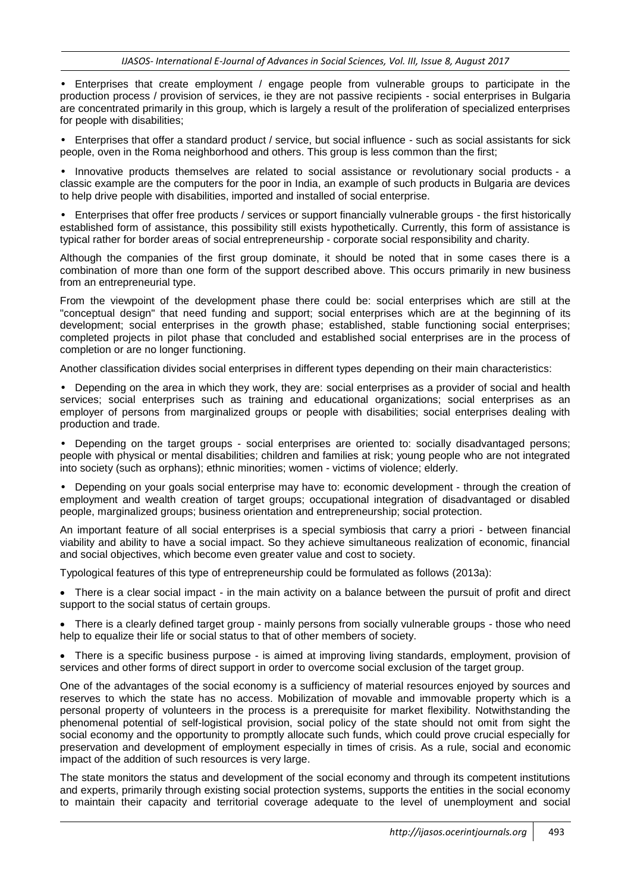- Enterprises that create employment / engage people from vulnerable groups to participate in the production process / provision of services, ie they are not passive recipients - social enterprises in Bulgaria are concentrated primarily in this group, which is largely a result of the proliferation of specialized enterprises for people with disabilities;

- Enterprises that offer a standard product / service, but social influence - such as social assistants for sick people, oven in the Roma neighborhood and others. This group is less common than the first;

- Innovative products themselves are related to social assistance or revolutionary social products - a classic example are the computers for the poor in India, an example of such products in Bulgaria are devices to help drive people with disabilities, imported and installed of social enterprise.

- Enterprises that offer free products / services or support financially vulnerable groups - the first historically established form of assistance, this possibility still exists hypothetically. Currently, this form of assistance is typical rather for border areas of social entrepreneurship - corporate social responsibility and charity.

Although the companies of the first group dominate, it should be noted that in some cases there is a combination of more than one form of the support described above. This occurs primarily in new business from an entrepreneurial type.

From the viewpoint of the development phase there could be: social enterprises which are still at the "conceptual design" that need funding and support; social enterprises which are at the beginning of its development; social enterprises in the growth phase; established, stable functioning social enterprises; completed projects in pilot phase that concluded and established social enterprises are in the process of completion or are no longer functioning.

Another classification divides social enterprises in different types depending on their main characteristics:

- Depending on the area in which they work, they are: social enterprises as a provider of social and health services; social enterprises such as training and educational organizations; social enterprises as an employer of persons from marginalized groups or people with disabilities; social enterprises dealing with production and trade.

- Depending on the target groups - social enterprises are oriented to: socially disadvantaged persons; people with physical or mental disabilities; children and families at risk; young people who are not integrated into society (such as orphans); ethnic minorities; women - victims of violence; elderly.

- Depending on your goals social enterprise may have to: economic development - through the creation of employment and wealth creation of target groups; occupational integration of disadvantaged or disabled people, marginalized groups; business orientation and entrepreneurship; social protection.

An important feature of all social enterprises is a special symbiosis that carry a priori - between financial viability and ability to have a social impact. So they achieve simultaneous realization of economic, financial and social objectives, which become even greater value and cost to society.

Typological features of this type of entrepreneurship could be formulated as follows (2013a):

- There is a clear social impact - in the main activity on a balance between the pursuit of profit and direct support to the social status of certain groups.

- There is a clearly defined target group - mainly persons from socially vulnerable groups - those who need help to equalize their life or social status to that of other members of society.

- There is a specific business purpose - is aimed at improving living standards, employment, provision of services and other forms of direct support in order to overcome social exclusion of the target group.

One of the advantages of the social economy is a sufficiency of material resources enjoyed by sources and reserves to which the state has no access. Mobilization of movable and immovable property which is a personal property of volunteers in the process is a prerequisite for market flexibility. Notwithstanding the phenomenal potential of self-logistical provision, social policy of the state should not omit from sight the social economy and the opportunity to promptly allocate such funds, which could prove crucial especially for preservation and development of employment especially in times of crisis. As a rule, social and economic impact of the addition of such resources is very large.

The state monitors the status and development of the social economy and through its competent institutions and experts, primarily through existing social protection systems, supports the entities in the social economy to maintain their capacity and territorial coverage adequate to the level of unemployment and social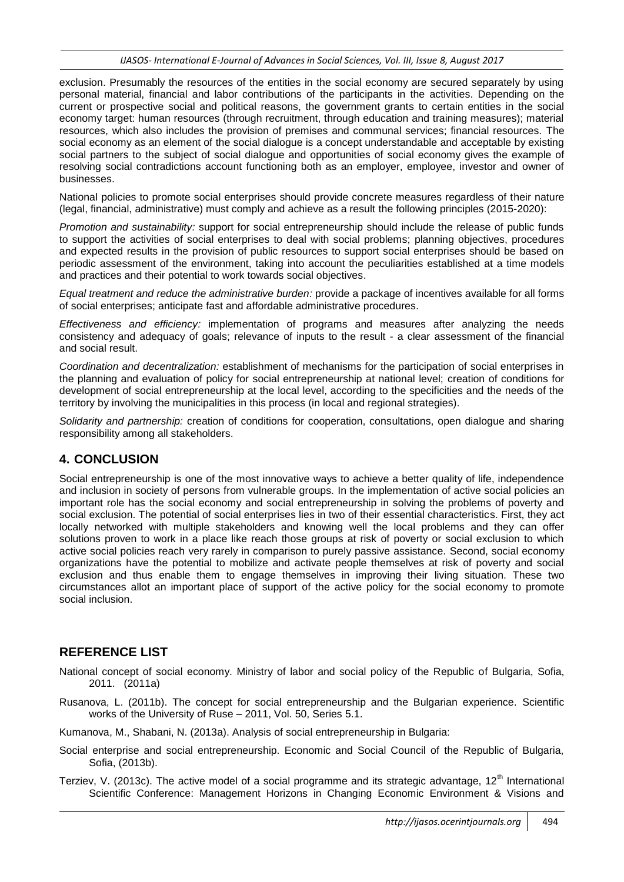exclusion. Presumably the resources of the entities in the social economy are secured separately by using personal material, financial and labor contributions of the participants in the activities. Depending on the current or prospective social and political reasons, the government grants to certain entities in the social economy target: human resources (through recruitment, through education and training measures); material resources, which also includes the provision of premises and communal services; financial resources. The social economy as an element of the social dialogue is a concept understandable and acceptable by existing social partners to the subject of social dialogue and opportunities of social economy gives the example of resolving social contradictions account functioning both as an employer, employee, investor and owner of businesses.

National policies to promote social enterprises should provide concrete measures regardless of their nature (legal, financial, administrative) must comply and achieve as a result the following principles (2015-2020):

*Promotion and sustainability:* support for social entrepreneurship should include the release of public funds to support the activities of social enterprises to deal with social problems; planning objectives, procedures and expected results in the provision of public resources to support social enterprises should be based on periodic assessment of the environment, taking into account the peculiarities established at a time models and practices and their potential to work towards social objectives.

*Equal treatment and reduce the administrative burden:* provide a package of incentives available for all forms of social enterprises; anticipate fast and affordable administrative procedures.

*Effectiveness and efficiency:* implementation of programs and measures after analyzing the needs consistency and adequacy of goals; relevance of inputs to the result - a clear assessment of the financial and social result.

*Coordination and decentralization:* establishment of mechanisms for the participation of social enterprises in the planning and evaluation of policy for social entrepreneurship at national level; creation of conditions for development of social entrepreneurship at the local level, according to the specificities and the needs of the territory by involving the municipalities in this process (in local and regional strategies).

*Solidarity and partnership:* creation of conditions for cooperation, consultations, open dialogue and sharing responsibility among all stakeholders.

## 4. CONCLUSION

Social entrepreneurship is one of the most innovative ways to achieve a better quality of life, independence and inclusion in society of persons from vulnerable groups. In the implementation of active social policies an important role has the social economy and social entrepreneurship in solving the problems of poverty and social exclusion. The potential of social enterprises lies in two of their essential characteristics. First, they act locally networked with multiple stakeholders and knowing well the local problems and they can offer solutions proven to work in a place like reach those groups at risk of poverty or social exclusion to which active social policies reach very rarely in comparison to purely passive assistance. Second, social economy organizations have the potential to mobilize and activate people themselves at risk of poverty and social exclusion and thus enable them to engage themselves in improving their living situation. These two circumstances allot an important place of support of the active policy for the social economy to promote social inclusion.

## REFERENCE LIST

National concept of social economy. Ministry of labor and social policy of the Republic of Bulgaria, Sofia, 2011. (2011a)

Rusanova, L. (2011b). The concept for social entrepreneurship and the Bulgarian experience. Scientific works of the University of Ruse – 2011, Vol. 50, Series 5.1.

Kumanova, M., Shabani, N. (2013a). Analysis of social entrepreneurship in Bulgaria:

Social enterprise and social entrepreneurship. Economic and Social Council of the Republic of Bulgaria, Sofia, (2013b).

Terziev, V. (2013c). The active model of a social programme and its strategic advantage, 12th International Scientific Conference: Management Horizons in Changing Economic Environment & Visions and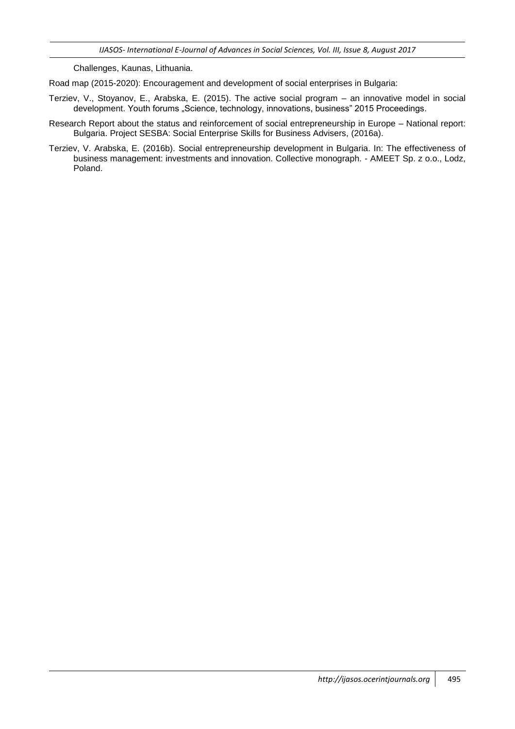Challenges, Kaunas, Lithuania.

Road map (2015-2020): Encouragement and development of social enterprises in Bulgaria:

Terziev, V., Stoyanov, E., Arabska, E. (2015). The active social program – an innovative model in social development. Youth forums „Science, technology, innovations, business" 2015 Proceedings.

Research Report about the status and reinforcement of social entrepreneurship in Europe – National report: Bulgaria. Project SESBA: Social Enterprise Skills for Business Advisers, (2016a).

Terziev, V. Arabska, E. (2016b). Social entrepreneurship development in Bulgaria. In: The effectiveness of business management: investments and innovation. Collective monograph. - AMEET Sp. z o.o., Lodz, Poland.